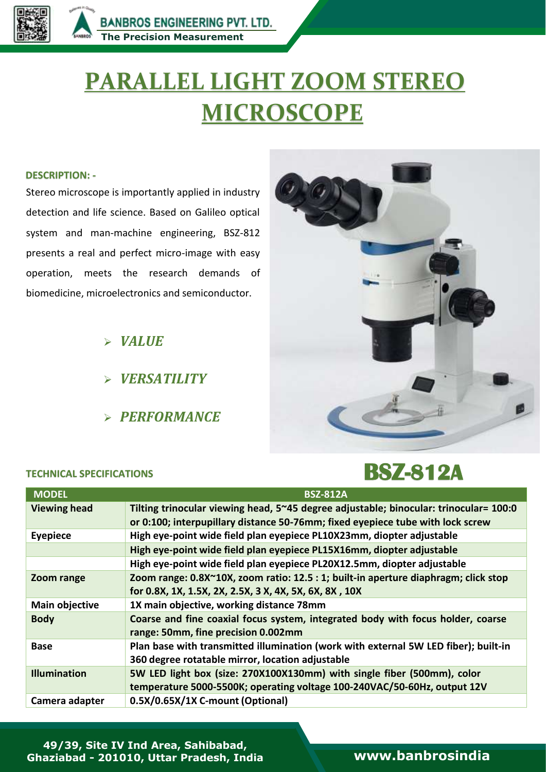# PARALLEL LIGHT ZOOM STEREO MICROSCOPE

**DESCRIPTION: -**

Stereo microscope is importantly applied in industry detection and life science. Based on Galileo optical system and man-machine engineering, BSZ-812 presents a real and perfect micro-image with easy operation, meets the research demands of biomedicine, microelectronics and semiconductor.

- ***VALUE***
- ***VERSATILITY***
- ***PERFORMANCE***

## BSZ-812A

**TECHNICAL SPECIFICATIONS**

| MODEL | BSZ-812A |
|---|---|
| **Viewing head** | **Tilting trinocular viewing head, 5~45 degree adjustable; binocular: trinocular= 100:0 or 0:100; interpupillary distance 50-76mm; fixed eyepiece tube with lock screw** |
| **Eyepiece** | **High eye-point wide field plan eyepiece PL10X23mm, diopter adjustable** |
| | **High eye-point wide field plan eyepiece PL15X16mm, diopter adjustable** |
| | **High eye-point wide field plan eyepiece PL20X12.5mm, diopter adjustable** |
| **Zoom range** | **Zoom range: 0.8X~10X, zoom ratio: 12.5 : 1; built-in aperture diaphragm; click stop for 0.8X, 1X, 1.5X, 2X, 2.5X, 3 X, 4X, 5X, 6X, 8X , 10X** |
| **Main objective** | **1X main objective, working distance 78mm** |
| **Body** | **Coarse and fine coaxial focus system, integrated body with focus holder, coarse range: 50mm, fine precision 0.002mm** |
| **Base** | **Plan base with transmitted illumination (work with external 5W LED fiber); built-in 360 degree rotatable mirror, location adjustable** |
| **Illumination** | **5W LED light box (size: 270X100X130mm) with single fiber (500mm), color temperature 5000-5500K; operating voltage 100-240VAC/50-60Hz, output 12V** |
| **Camera adapter** | **0.5X/0.65X/1X C-mount (Optional)** |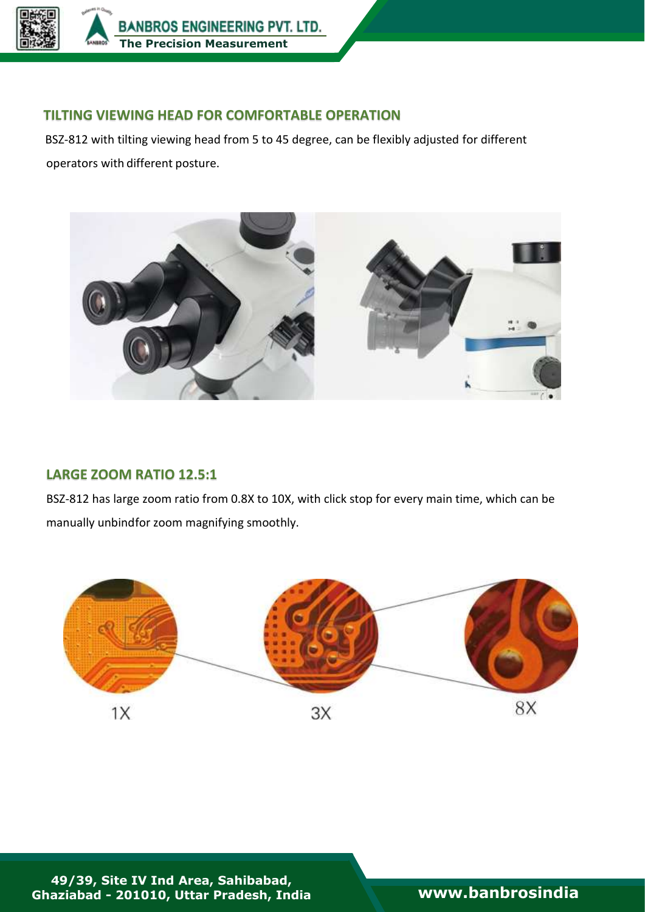## TILTING VIEWING HEAD FOR COMFORTABLE OPERATION

BSZ-812 with tilting viewing head from 5 to 45 degree, can be flexibly adjusted for different operators with different posture.

## LARGE ZOOM RATIO 12.5:1

BSZ-812 has large zoom ratio from 0.8X to 10X, with click stop for every main time, which can be manually unbindfor zoom magnifying smoothly.

1X 3X 8X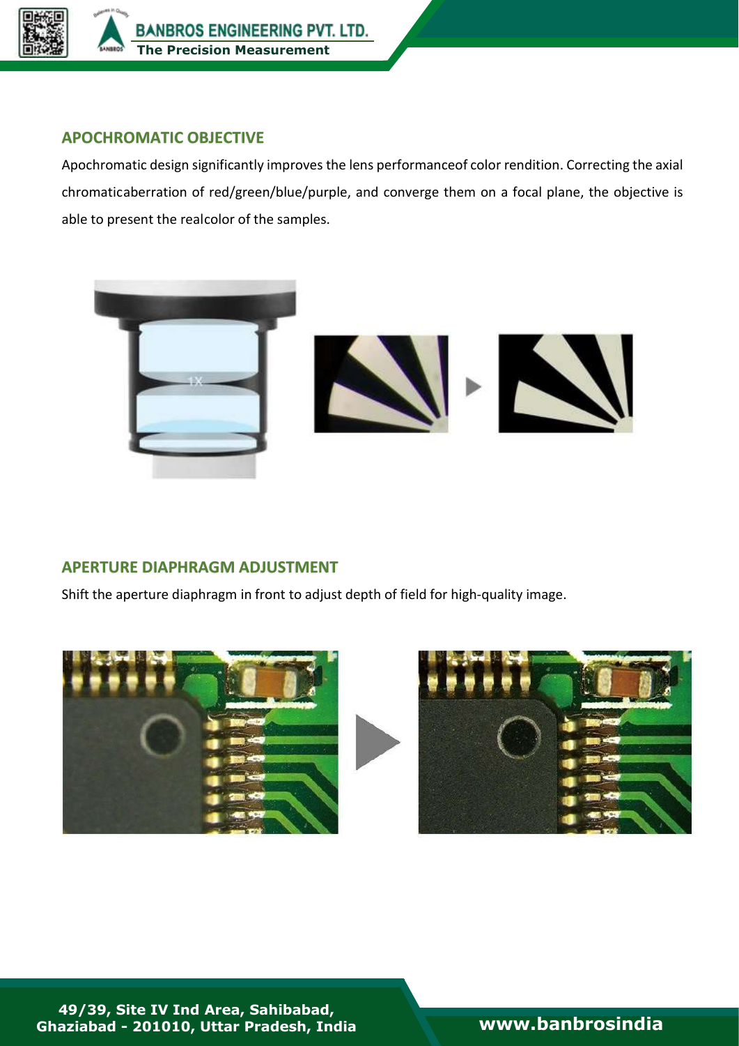## APOCHROMATIC OBJECTIVE

Apochromatic design significantly improves the lens performanceof color rendition. Correcting the axial chromaticaberration of red/green/blue/purple, and converge them on a focal plane, the objective is able to present the realcolor of the samples.

## APERTURE DIAPHRAGM ADJUSTMENT

Shift the aperture diaphragm in front to adjust depth of field for high-quality image.